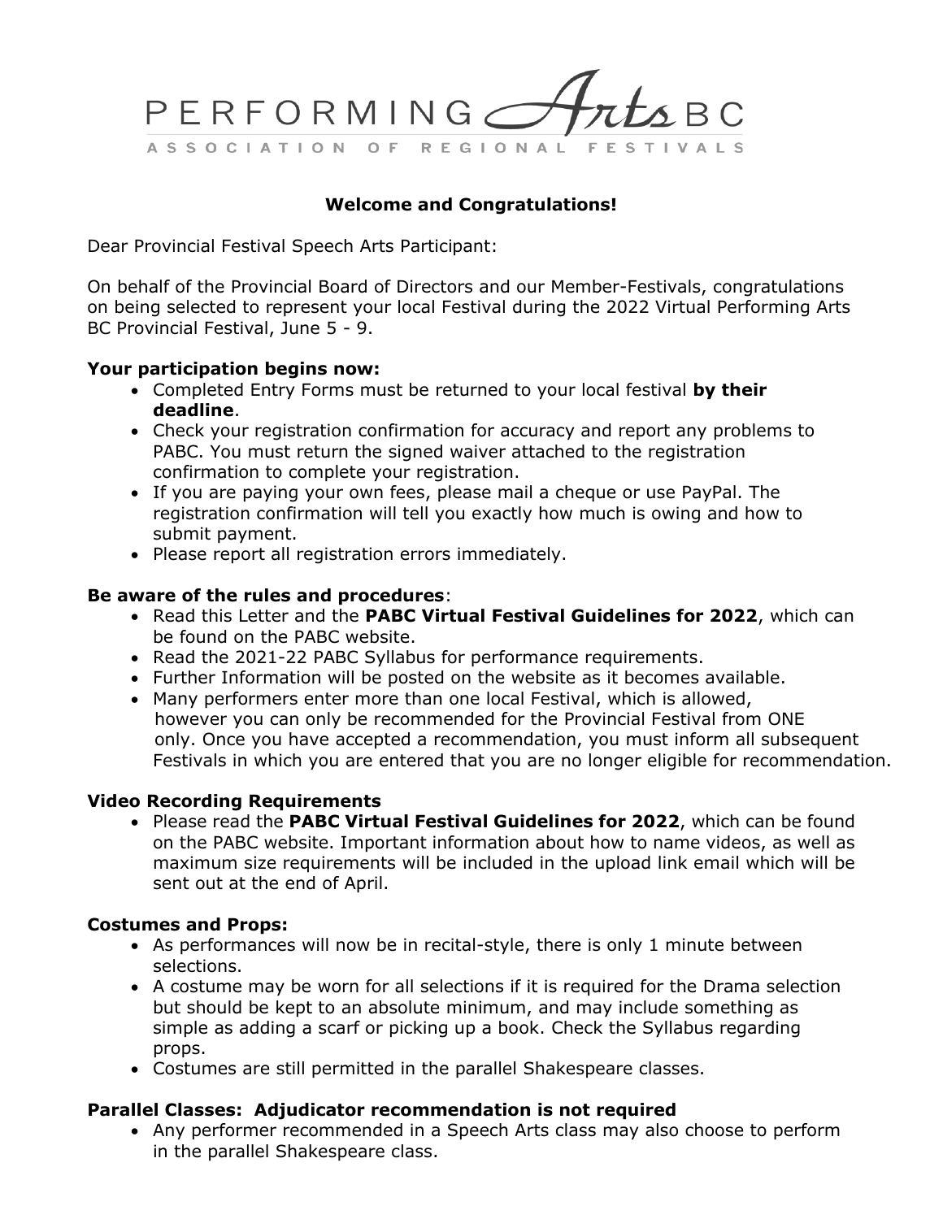PERFORMING ArtsBC

ASSOCIATION OF REGIONAL FESTIVALS

**Welcome and Congratulations!**

Dear Provincial Festival Speech Arts Participant:

On behalf of the Provincial Board of Directors and our Member-Festivals, congratulations on being selected to represent your local Festival during the 2022 Virtual Performing Arts BC Provincial Festival, June 5 - 9.

**Your participation begins now:**

- Completed Entry Forms must be returned to your local festival **by their deadline**.
- Check your registration confirmation for accuracy and report any problems to PABC. You must return the signed waiver attached to the registration confirmation to complete your registration.
- If you are paying your own fees, please mail a cheque or use PayPal. The registration confirmation will tell you exactly how much is owing and how to submit payment.
- Please report all registration errors immediately.

**Be aware of the rules and procedures**:

- Read this Letter and the **PABC Virtual Festival Guidelines for 2022**, which can be found on the PABC website.
- Read the 2021-22 PABC Syllabus for performance requirements.
- Further Information will be posted on the website as it becomes available.
- Many performers enter more than one local Festival, which is allowed, however you can only be recommended for the Provincial Festival from ONE only. Once you have accepted a recommendation, you must inform all subsequent Festivals in which you are entered that you are no longer eligible for recommendation.

**Video Recording Requirements**

- Please read the **PABC Virtual Festival Guidelines for 2022**, which can be found on the PABC website. Important information about how to name videos, as well as maximum size requirements will be included in the upload link email which will be sent out at the end of April.

**Costumes and Props:**

- As performances will now be in recital-style, there is only 1 minute between selections.
- A costume may be worn for all selections if it is required for the Drama selection but should be kept to an absolute minimum, and may include something as simple as adding a scarf or picking up a book. Check the Syllabus regarding props.
- Costumes are still permitted in the parallel Shakespeare classes.

**Parallel Classes: Adjudicator recommendation is not required**

- Any performer recommended in a Speech Arts class may also choose to perform in the parallel Shakespeare class.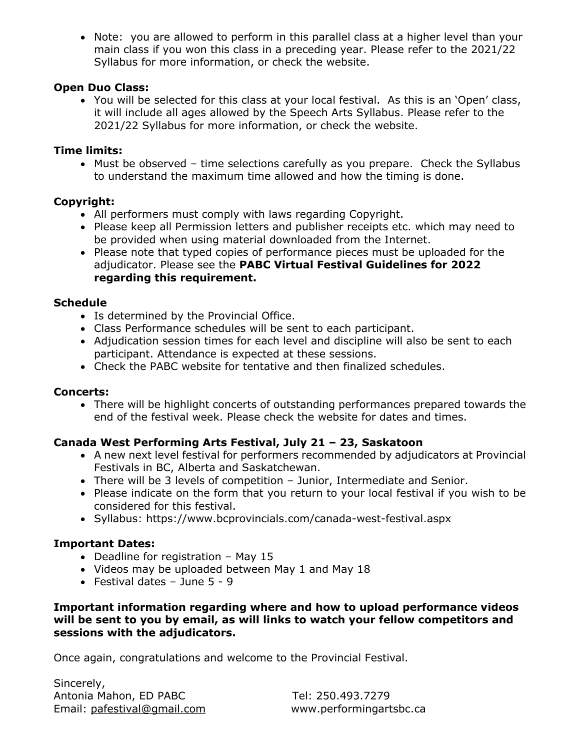- Note: you are allowed to perform in this parallel class at a higher level than your main class if you won this class in a preceding year. Please refer to the 2021/22 Syllabus for more information, or check the website.

**Open Duo Class:**

- You will be selected for this class at your local festival. As this is an 'Open' class, it will include all ages allowed by the Speech Arts Syllabus. Please refer to the 2021/22 Syllabus for more information, or check the website.

**Time limits:**

- Must be observed – time selections carefully as you prepare. Check the Syllabus to understand the maximum time allowed and how the timing is done.

**Copyright:**

- All performers must comply with laws regarding Copyright.
- Please keep all Permission letters and publisher receipts etc. which may need to be provided when using material downloaded from the Internet.
- Please note that typed copies of performance pieces must be uploaded for the adjudicator. Please see the **PABC Virtual Festival Guidelines for 2022 regarding this requirement.**

**Schedule**

- Is determined by the Provincial Office.
- Class Performance schedules will be sent to each participant.
- Adjudication session times for each level and discipline will also be sent to each participant. Attendance is expected at these sessions.
- Check the PABC website for tentative and then finalized schedules.

**Concerts:**

- There will be highlight concerts of outstanding performances prepared towards the end of the festival week. Please check the website for dates and times.

**Canada West Performing Arts Festival, July 21 – 23, Saskatoon**

- A new next level festival for performers recommended by adjudicators at Provincial Festivals in BC, Alberta and Saskatchewan.
- There will be 3 levels of competition – Junior, Intermediate and Senior.
- Please indicate on the form that you return to your local festival if you wish to be considered for this festival.
- Syllabus: https://www.bcprovincials.com/canada-west-festival.aspx

**Important Dates:**

- Deadline for registration – May 15
- Videos may be uploaded between May 1 and May 18
- Festival dates – June 5 - 9

**Important information regarding where and how to upload performance videos will be sent to you by email, as will links to watch your fellow competitors and sessions with the adjudicators.**

Once again, congratulations and welcome to the Provincial Festival.

Sincerely,
Antonia Mahon, ED PABC Tel: 250.493.7279
Email: pafestival@gmail.com www.performingartsbc.ca